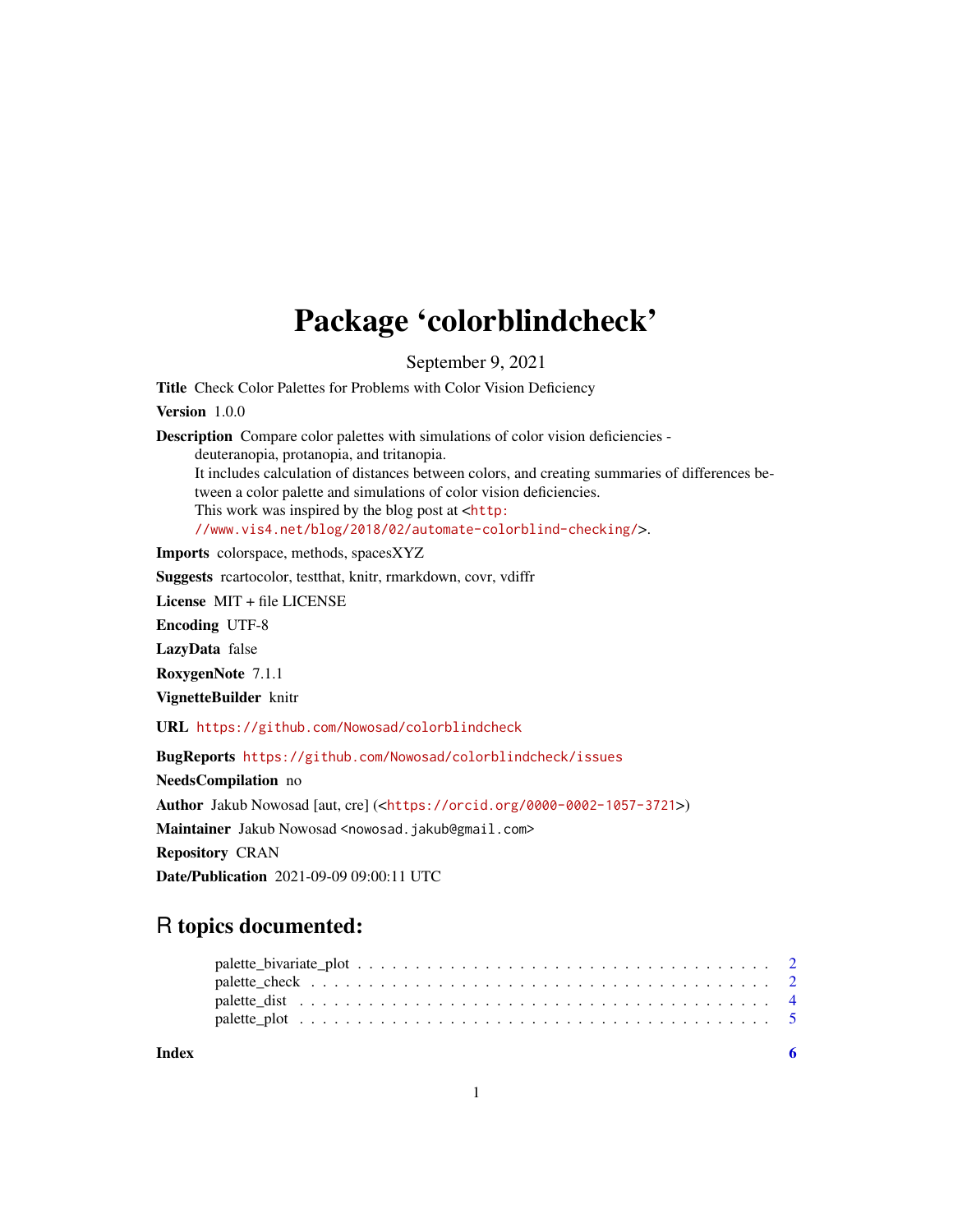# Package 'colorblindcheck'

September 9, 2021

**Title** Check Color Palettes for Problems with Color Vision Deficiency

**Version** 1.0.0

**Description** Compare color palettes with simulations of color vision deficiencies - deuteranopia, protanopia, and tritanopia.
It includes calculation of distances between colors, and creating summaries of differences between a color palette and simulations of color vision deficiencies.
This work was inspired by the blog post at <http://www.vis4.net/blog/2018/02/automate-colorblind-checking/>.

**Imports** colorspace, methods, spacesXYZ

**Suggests** rcartocolor, testthat, knitr, rmarkdown, covr, vdiffr

**License** MIT + file LICENSE

**Encoding** UTF-8

**LazyData** false

**RoxygenNote** 7.1.1

**VignetteBuilder** knitr

**URL** https://github.com/Nowosad/colorblindcheck

**BugReports** https://github.com/Nowosad/colorblindcheck/issues

**NeedsCompilation** no

**Author** Jakub Nowosad [aut, cre] (<https://orcid.org/0000-0002-1057-3721>)

**Maintainer** Jakub Nowosad <nowosad.jakub@gmail.com>

**Repository** CRAN

**Date/Publication** 2021-09-09 09:00:11 UTC

## R topics documented:

palette_bivariate_plot . . . . . . . . . . . . . . . . . . . . . . . . . . . . . . . . . . . 2
palette_check . . . . . . . . . . . . . . . . . . . . . . . . . . . . . . . . . . . . . . . . 2
palette_dist . . . . . . . . . . . . . . . . . . . . . . . . . . . . . . . . . . . . . . . . . 4
palette_plot . . . . . . . . . . . . . . . . . . . . . . . . . . . . . . . . . . . . . . . . . 5

**Index** 6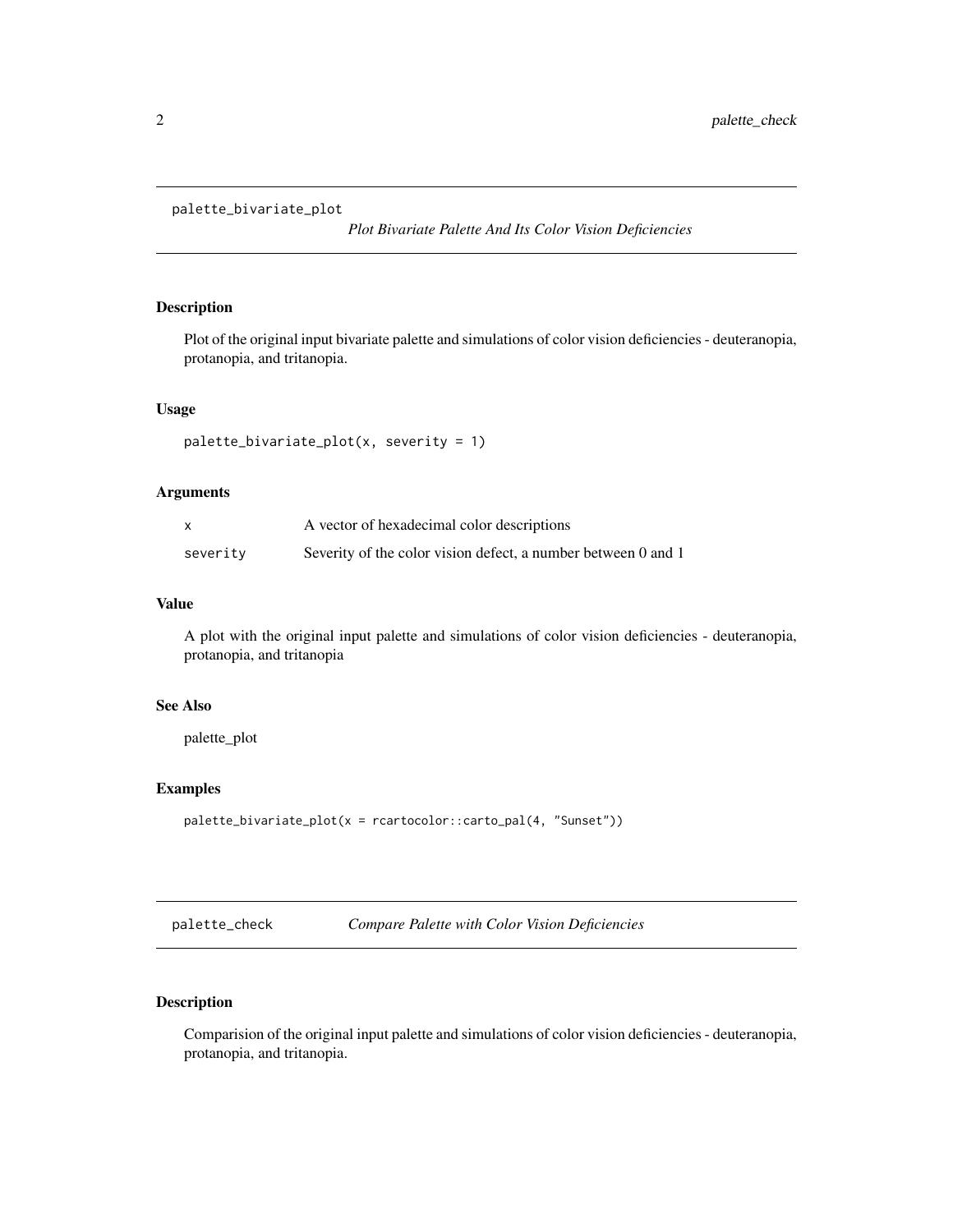## palette_bivariate_plot

*Plot Bivariate Palette And Its Color Vision Deficiencies*

### Description

Plot of the original input bivariate palette and simulations of color vision deficiencies - deuteranopia, protanopia, and tritanopia.

### Usage

```
palette_bivariate_plot(x, severity = 1)
```

### Arguments

| | |
|---|---|
| x | A vector of hexadecimal color descriptions |
| severity | Severity of the color vision defect, a number between 0 and 1 |

### Value

A plot with the original input palette and simulations of color vision deficiencies - deuteranopia, protanopia, and tritanopia

### See Also

palette_plot

### Examples

```
palette_bivariate_plot(x = rcartocolor::carto_pal(4, "Sunset"))
```

## palette_check

*Compare Palette with Color Vision Deficiencies*

### Description

Comparision of the original input palette and simulations of color vision deficiencies - deuteranopia, protanopia, and tritanopia.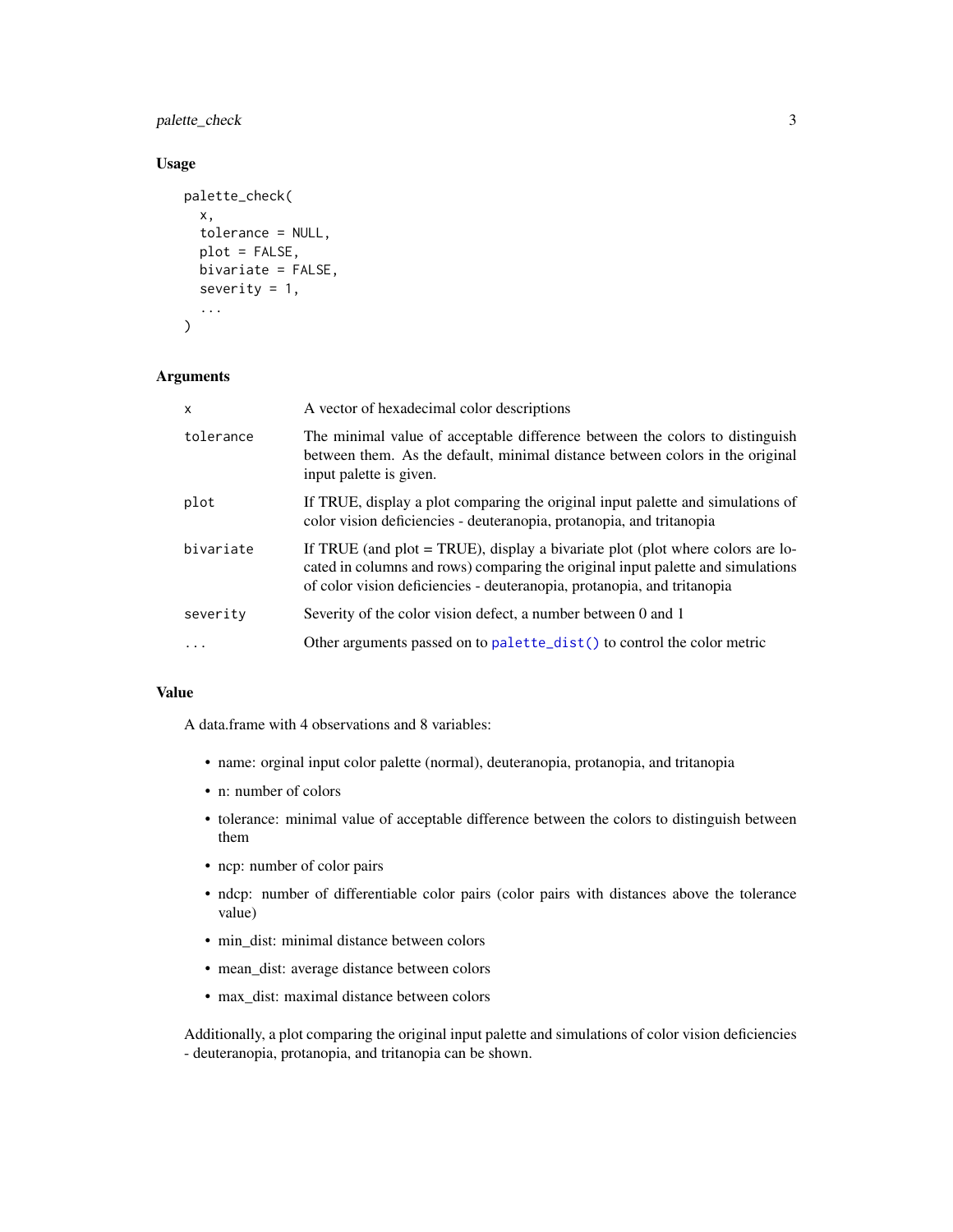## Usage

```
palette_check(
  x,
  tolerance = NULL,
  plot = FALSE,
  bivariate = FALSE,
  severity = 1,
  ...
)
```

## Arguments

| Argument | Description |
|---|---|
| `x` | A vector of hexadecimal color descriptions |
| `tolerance` | The minimal value of acceptable difference between the colors to distinguish between them. As the default, minimal distance between colors in the original input palette is given. |
| `plot` | If TRUE, display a plot comparing the original input palette and simulations of color vision deficiencies - deuteranopia, protanopia, and tritanopia |
| `bivariate` | If TRUE (and plot = TRUE), display a bivariate plot (plot where colors are located in columns and rows) comparing the original input palette and simulations of color vision deficiencies - deuteranopia, protanopia, and tritanopia |
| `severity` | Severity of the color vision defect, a number between 0 and 1 |
| `...` | Other arguments passed on to `palette_dist()` to control the color metric |

## Value

A data.frame with 4 observations and 8 variables:

- name: orginal input color palette (normal), deuteranopia, protanopia, and tritanopia
- n: number of colors
- tolerance: minimal value of acceptable difference between the colors to distinguish between them
- ncp: number of color pairs
- ndcp: number of differentiable color pairs (color pairs with distances above the tolerance value)
- min_dist: minimal distance between colors
- mean_dist: average distance between colors
- max_dist: maximal distance between colors

Additionally, a plot comparing the original input palette and simulations of color vision deficiencies - deuteranopia, protanopia, and tritanopia can be shown.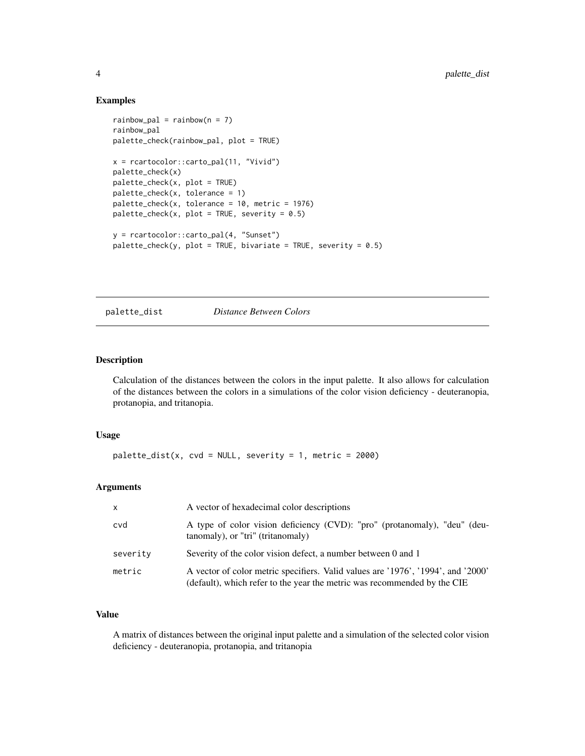### Examples

```
rainbow_pal = rainbow(n = 7)
rainbow_pal
palette_check(rainbow_pal, plot = TRUE)

x = rcartocolor::carto_pal(11, "Vivid")
palette_check(x)
palette_check(x, plot = TRUE)
palette_check(x, tolerance = 1)
palette_check(x, tolerance = 10, metric = 1976)
palette_check(x, plot = TRUE, severity = 0.5)

y = rcartocolor::carto_pal(4, "Sunset")
palette_check(y, plot = TRUE, bivariate = TRUE, severity = 0.5)
```

---

## palette_dist *Distance Between Colors*

### Description

Calculation of the distances between the colors in the input palette. It also allows for calculation of the distances between the colors in a simulations of the color vision deficiency - deuteranopia, protanopia, and tritanopia.

### Usage

```
palette_dist(x, cvd = NULL, severity = 1, metric = 2000)
```

### Arguments

| | |
|---|---|
| x | A vector of hexadecimal color descriptions |
| cvd | A type of color vision deficiency (CVD): "pro" (protanomaly), "deu" (deutanomaly), or "tri" (tritanomaly) |
| severity | Severity of the color vision defect, a number between 0 and 1 |
| metric | A vector of color metric specifiers. Valid values are '1976', '1994', and '2000' (default), which refer to the year the metric was recommended by the CIE |

### Value

A matrix of distances between the original input palette and a simulation of the selected color vision deficiency - deuteranopia, protanopia, and tritanopia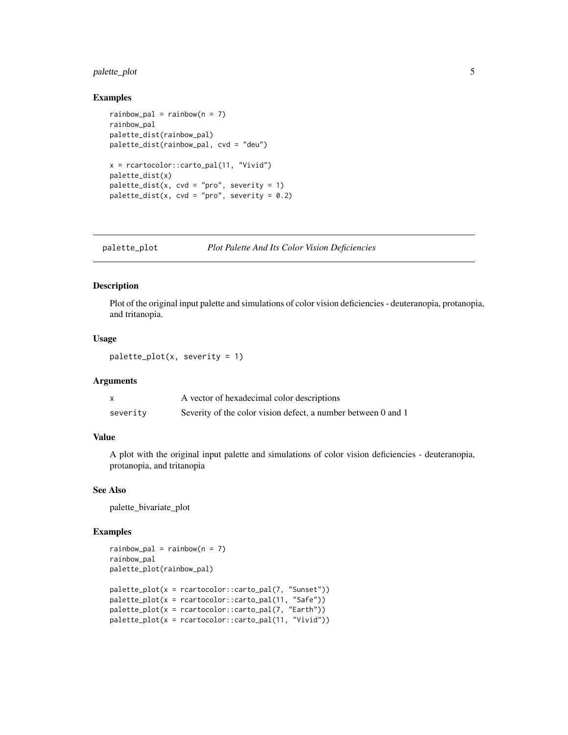### Examples

```
rainbow_pal = rainbow(n = 7)
rainbow_pal
palette_dist(rainbow_pal)
palette_dist(rainbow_pal, cvd = "deu")

x = rcartocolor::carto_pal(11, "Vivid")
palette_dist(x)
palette_dist(x, cvd = "pro", severity = 1)
palette_dist(x, cvd = "pro", severity = 0.2)
```

---

## palette_plot — *Plot Palette And Its Color Vision Deficiencies*

---

### Description

Plot of the original input palette and simulations of color vision deficiencies - deuteranopia, protanopia, and tritanopia.

### Usage

```
palette_plot(x, severity = 1)
```

### Arguments

| | |
|---|---|
| x | A vector of hexadecimal color descriptions |
| severity | Severity of the color vision defect, a number between 0 and 1 |

### Value

A plot with the original input palette and simulations of color vision deficiencies - deuteranopia, protanopia, and tritanopia

### See Also

palette_bivariate_plot

### Examples

```
rainbow_pal = rainbow(n = 7)
rainbow_pal
palette_plot(rainbow_pal)

palette_plot(x = rcartocolor::carto_pal(7, "Sunset"))
palette_plot(x = rcartocolor::carto_pal(11, "Safe"))
palette_plot(x = rcartocolor::carto_pal(7, "Earth"))
palette_plot(x = rcartocolor::carto_pal(11, "Vivid"))
```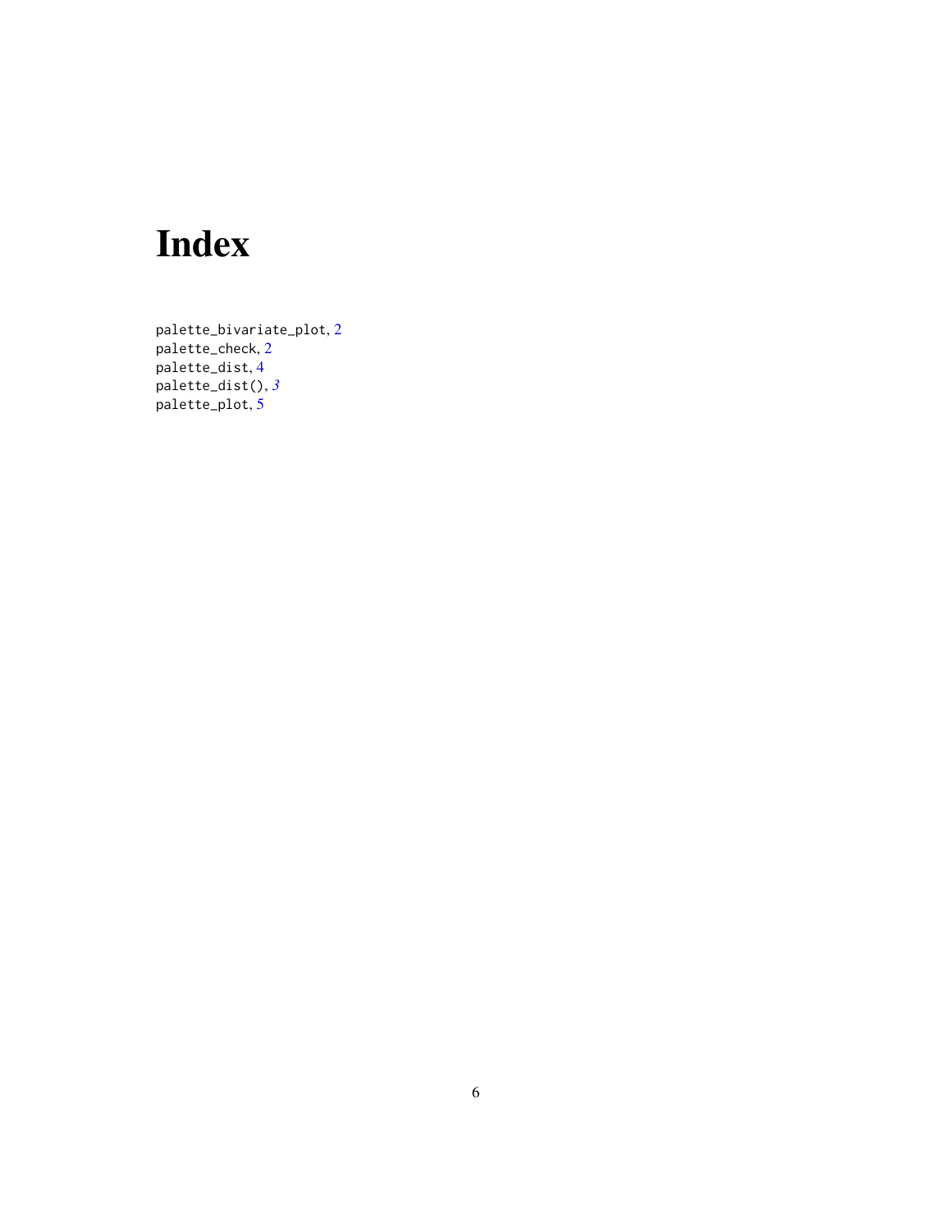# Index

palette_bivariate_plot, 2
palette_check, 2
palette_dist, 4
palette_dist(), *3*
palette_plot, 5